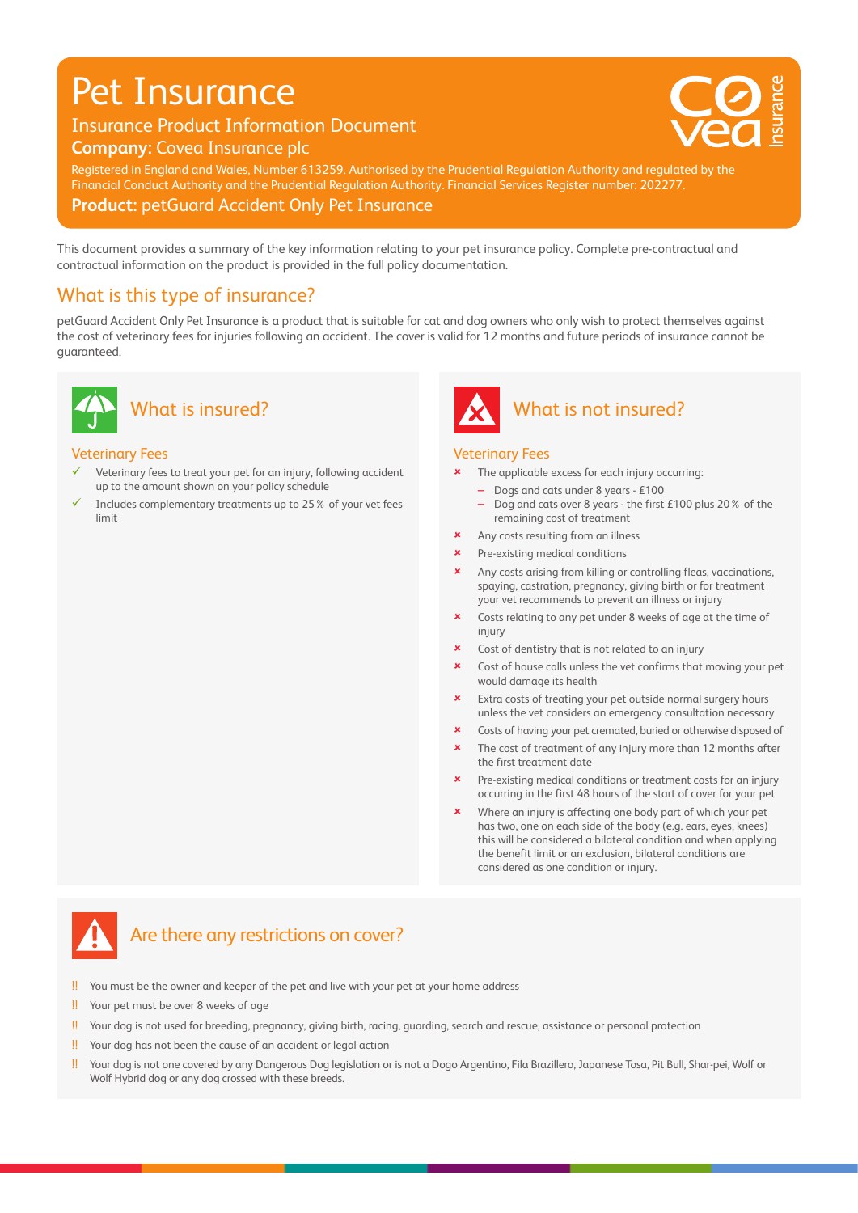# Pet Insurance

## Insurance Product Information Document

**Company:** Covea Insurance plc

Registered in England and Wales, Number 613259. Authorised by the Prudential Regulation Authority and regulated by the Financial Conduct Authority and the Prudential Regulation Authority. Financial Services Register number: 202277.

**Product:** petGuard Accident Only Pet Insurance

This document provides a summary of the key information relating to your pet insurance policy. Complete pre-contractual and contractual information on the product is provided in the full policy documentation.

## What is this type of insurance?

petGuard Accident Only Pet Insurance is a product that is suitable for cat and dog owners who only wish to protect themselves against the cost of veterinary fees for injuries following an accident. The cover is valid for 12 months and future periods of insurance cannot be guaranteed.

## What is insured?

### Veterinary Fees

- ✓ Veterinary fees to treat your pet for an injury, following accident up to the amount shown on your policy schedule
- ✓ Includes complementary treatments up to 25 % of your vet fees limit

## What is not insured?

### Veterinary Fees

- ✗ The applicable excess for each injury occurring:
  - Dogs and cats under 8 years - £100
  - Dog and cats over 8 years - the first £100 plus 20 % of the remaining cost of treatment
- ✗ Any costs resulting from an illness
- ✗ Pre-existing medical conditions
- ✗ Any costs arising from killing or controlling fleas, vaccinations, spaying, castration, pregnancy, giving birth or for treatment your vet recommends to prevent an illness or injury
- ✗ Costs relating to any pet under 8 weeks of age at the time of injury
- ✗ Cost of dentistry that is not related to an injury
- ✗ Cost of house calls unless the vet confirms that moving your pet would damage its health
- ✗ Extra costs of treating your pet outside normal surgery hours unless the vet considers an emergency consultation necessary
- ✗ Costs of having your pet cremated, buried or otherwise disposed of
- ✗ The cost of treatment of any injury more than 12 months after the first treatment date
- ✗ Pre-existing medical conditions or treatment costs for an injury occurring in the first 48 hours of the start of cover for your pet
- ✗ Where an injury is affecting one body part of which your pet has two, one on each side of the body (e.g. ears, eyes, knees) this will be considered a bilateral condition and when applying the benefit limit or an exclusion, bilateral conditions are considered as one condition or injury.

## Are there any restrictions on cover?

- !! You must be the owner and keeper of the pet and live with your pet at your home address
- !! Your pet must be over 8 weeks of age
- !! Your dog is not used for breeding, pregnancy, giving birth, racing, guarding, search and rescue, assistance or personal protection
- !! Your dog has not been the cause of an accident or legal action
- !! Your dog is not one covered by any Dangerous Dog legislation or is not a Dogo Argentino, Fila Brazillero, Japanese Tosa, Pit Bull, Shar-pei, Wolf or Wolf Hybrid dog or any dog crossed with these breeds.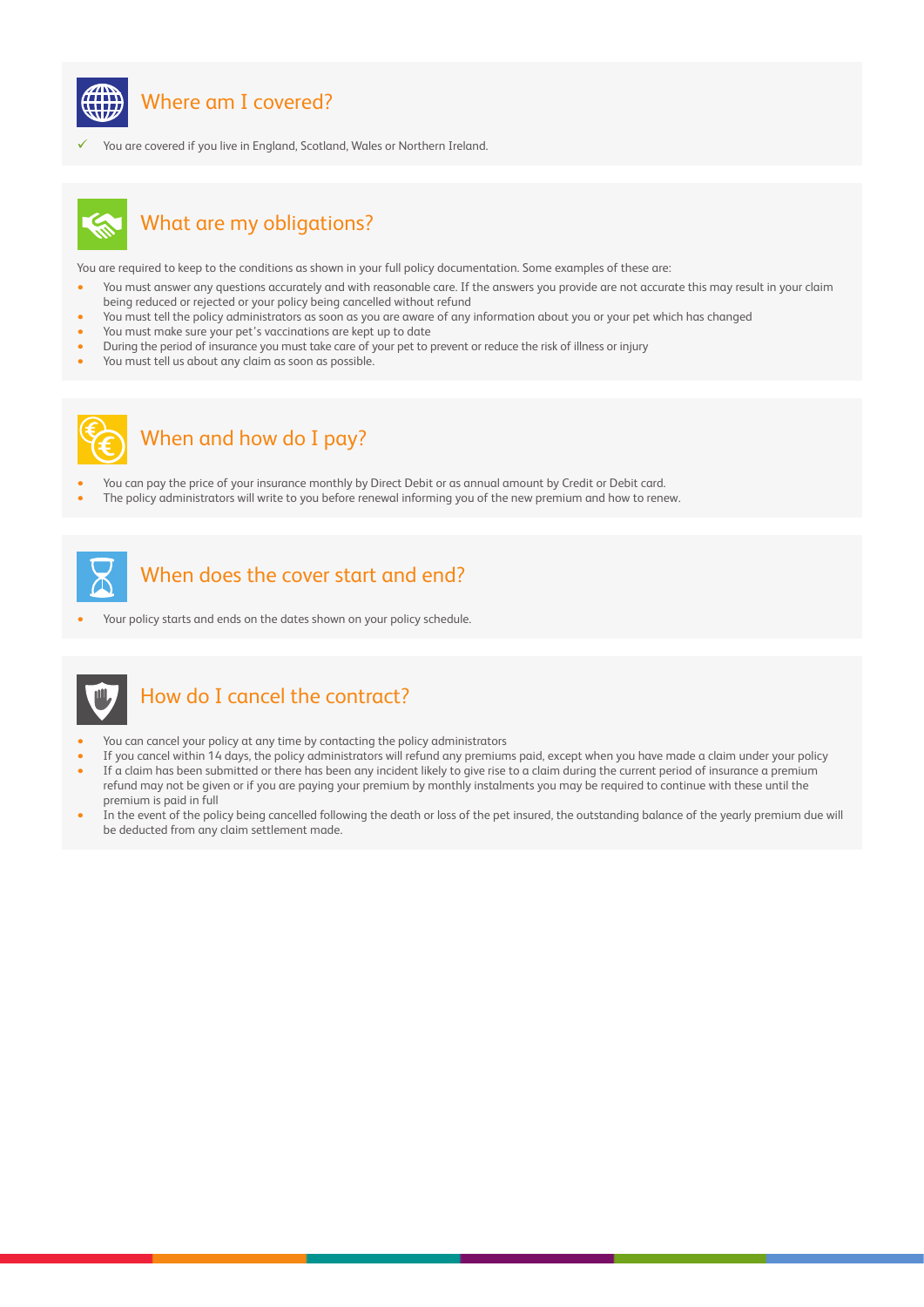## Where am I covered?

- ✓ You are covered if you live in England, Scotland, Wales or Northern Ireland.

## What are my obligations?

You are required to keep to the conditions as shown in your full policy documentation. Some examples of these are:

- You must answer any questions accurately and with reasonable care. If the answers you provide are not accurate this may result in your claim being reduced or rejected or your policy being cancelled without refund
- You must tell the policy administrators as soon as you are aware of any information about you or your pet which has changed
- You must make sure your pet's vaccinations are kept up to date
- During the period of insurance you must take care of your pet to prevent or reduce the risk of illness or injury
- You must tell us about any claim as soon as possible.

## When and how do I pay?

- You can pay the price of your insurance monthly by Direct Debit or as annual amount by Credit or Debit card.
- The policy administrators will write to you before renewal informing you of the new premium and how to renew.

## When does the cover start and end?

- Your policy starts and ends on the dates shown on your policy schedule.

## How do I cancel the contract?

- You can cancel your policy at any time by contacting the policy administrators
- If you cancel within 14 days, the policy administrators will refund any premiums paid, except when you have made a claim under your policy
- If a claim has been submitted or there has been any incident likely to give rise to a claim during the current period of insurance a premium refund may not be given or if you are paying your premium by monthly instalments you may be required to continue with these until the premium is paid in full
- In the event of the policy being cancelled following the death or loss of the pet insured, the outstanding balance of the yearly premium due will be deducted from any claim settlement made.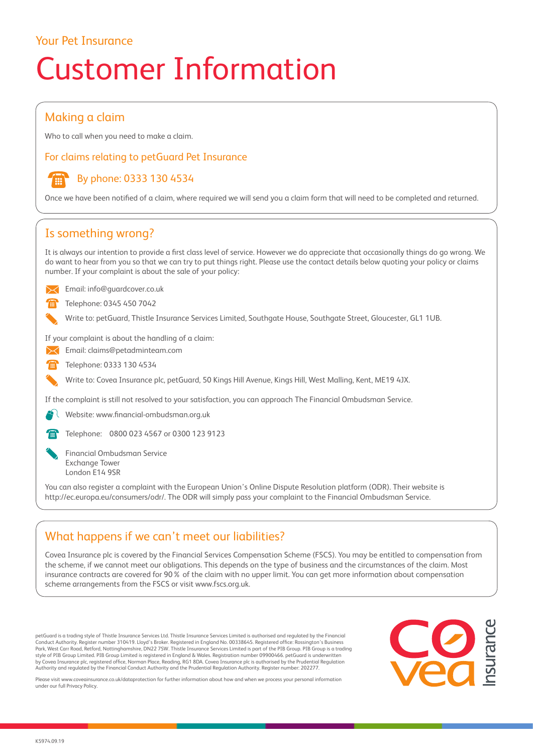Your Pet Insurance

# Customer Information

## Making a claim

Who to call when you need to make a claim.

### For claims relating to petGuard Pet Insurance

### By phone: 0333 130 4534

Once we have been notified of a claim, where required we will send you a claim form that will need to be completed and returned.

## Is something wrong?

It is always our intention to provide a first class level of service. However we do appreciate that occasionally things do go wrong. We do want to hear from you so that we can try to put things right. Please use the contact details below quoting your policy or claims number. If your complaint is about the sale of your policy:

- Email: info@guardcover.co.uk
- Telephone: 0345 450 7042
- Write to: petGuard, Thistle Insurance Services Limited, Southgate House, Southgate Street, Gloucester, GL1 1UB.

If your complaint is about the handling of a claim:

- Email: claims@petadminteam.com
- Telephone: 0333 130 4534
- Write to: Covea Insurance plc, petGuard, 50 Kings Hill Avenue, Kings Hill, West Malling, Kent, ME19 4JX.

If the complaint is still not resolved to your satisfaction, you can approach The Financial Ombudsman Service.

- Website: www.financial-ombudsman.org.uk
- Telephone: 0800 023 4567 or 0300 123 9123
- Financial Ombudsman Service  
  Exchange Tower  
  London E14 9SR

You can also register a complaint with the European Union's Online Dispute Resolution platform (ODR). Their website is http://ec.europa.eu/consumers/odr/. The ODR will simply pass your complaint to the Financial Ombudsman Service.

## What happens if we can't meet our liabilities?

Covea Insurance plc is covered by the Financial Services Compensation Scheme (FSCS). You may be entitled to compensation from the scheme, if we cannot meet our obligations. This depends on the type of business and the circumstances of the claim. Most insurance contracts are covered for 90 % of the claim with no upper limit. You can get more information about compensation scheme arrangements from the FSCS or visit www.fscs.org.uk.

petGuard is a trading style of Thistle Insurance Services Ltd. Thistle Insurance Services Limited is authorised and regulated by the Financial Conduct Authority. Register number 310419. Lloyd's Broker. Registered in England No. 00338645. Registered office: Rossington's Business Park, West Carr Road, Retford, Nottinghamshire, DN22 7SW. Thistle Insurance Services Limited is part of the PIB Group. PIB Group is a trading style of PIB Group Limited. PIB Group Limited is registered in England & Wales. Registration number 09900466. petGuard is underwritten by Covea Insurance plc, registered office, Norman Place, Reading, RG1 8DA. Covea Insurance plc is authorised by the Prudential Regulation Authority and regulated by the Financial Conduct Authority and the Prudential Regulation Authority. Register number: 202277.

Please visit www.coveainsurance.co.uk/dataprotection for further information about how and when we process your personal information under our full Privacy Policy.

covea Insurance

K5974.09.19